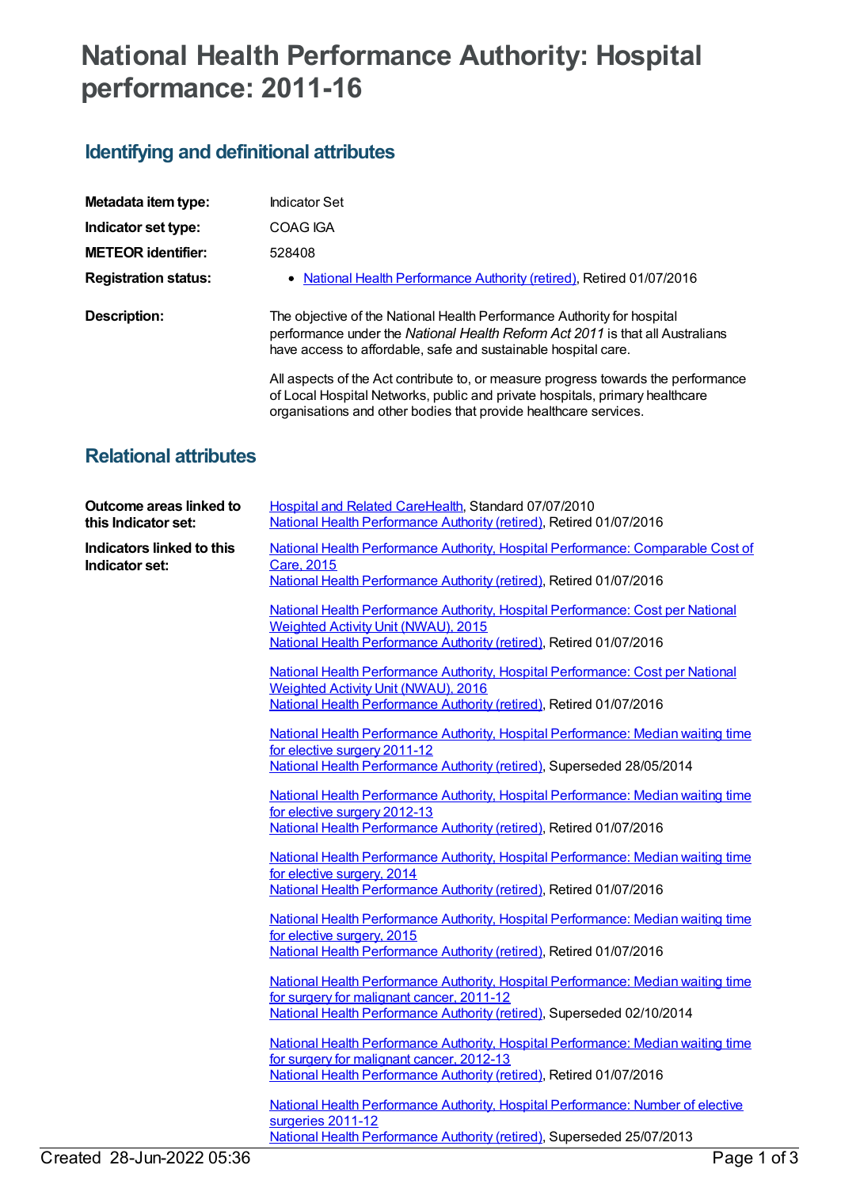# National Health Performance Authority: Hospital performance: 2011-16

## Identifying and definitional attributes

**Metadata item type:** Indicator Set

**Indicator set type:** COAG IGA

**METEOR identifier:** 528408

**Registration status:**

- National Health Performance Authority (retired), Retired 01/07/2016

**Description:**

The objective of the National Health Performance Authority for hospital performance under the *National Health Reform Act 2011* is that all Australians have access to affordable, safe and sustainable hospital care.

All aspects of the Act contribute to, or measure progress towards the performance of Local Hospital Networks, public and private hospitals, primary healthcare organisations and other bodies that provide healthcare services.

## Relational attributes

**Outcome areas linked to this Indicator set:**

Hospital and Related CareHealth, Standard 07/07/2010
National Health Performance Authority (retired), Retired 01/07/2016

**Indicators linked to this Indicator set:**

National Health Performance Authority, Hospital Performance: Comparable Cost of Care, 2015
National Health Performance Authority (retired), Retired 01/07/2016

National Health Performance Authority, Hospital Performance: Cost per National Weighted Activity Unit (NWAU), 2015
National Health Performance Authority (retired), Retired 01/07/2016

National Health Performance Authority, Hospital Performance: Cost per National Weighted Activity Unit (NWAU), 2016
National Health Performance Authority (retired), Retired 01/07/2016

National Health Performance Authority, Hospital Performance: Median waiting time for elective surgery 2011-12
National Health Performance Authority (retired), Superseded 28/05/2014

National Health Performance Authority, Hospital Performance: Median waiting time for elective surgery 2012-13
National Health Performance Authority (retired), Retired 01/07/2016

National Health Performance Authority, Hospital Performance: Median waiting time for elective surgery, 2014
National Health Performance Authority (retired), Retired 01/07/2016

National Health Performance Authority, Hospital Performance: Median waiting time for elective surgery, 2015
National Health Performance Authority (retired), Retired 01/07/2016

National Health Performance Authority, Hospital Performance: Median waiting time for surgery for malignant cancer, 2011-12
National Health Performance Authority (retired), Superseded 02/10/2014

National Health Performance Authority, Hospital Performance: Median waiting time for surgery for malignant cancer, 2012-13
National Health Performance Authority (retired), Retired 01/07/2016

National Health Performance Authority, Hospital Performance: Number of elective surgeries 2011-12
National Health Performance Authority (retired), Superseded 25/07/2013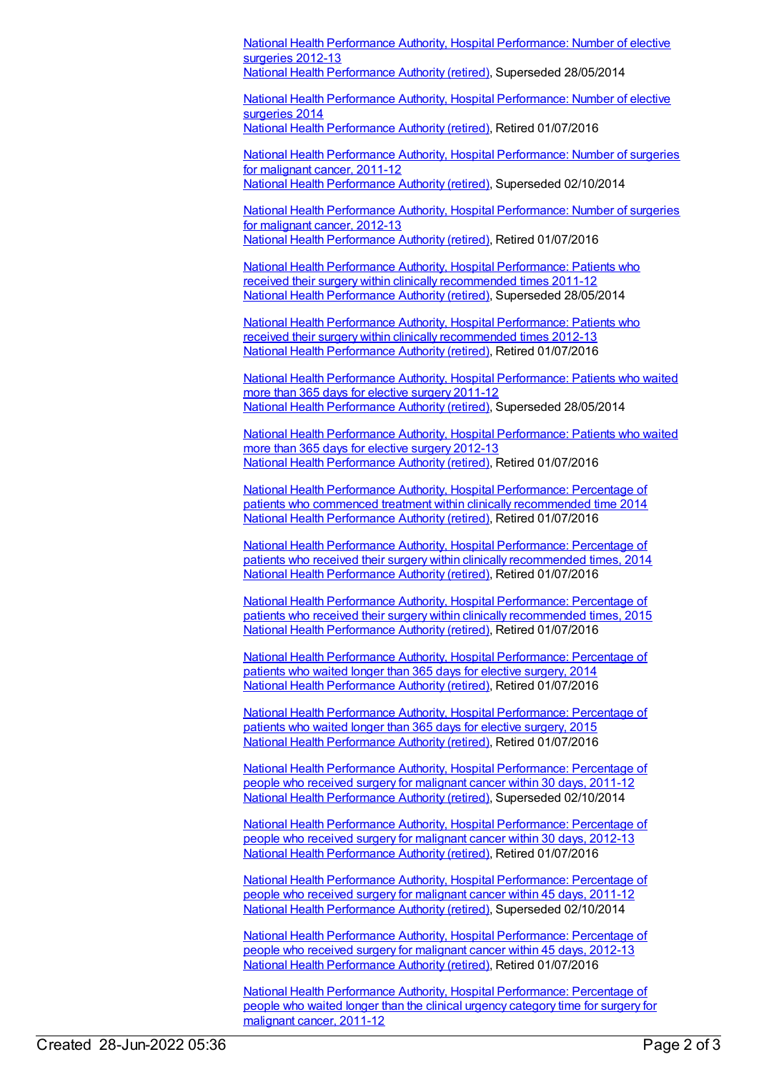National Health Performance Authority, Hospital Performance: Number of elective surgeries 2012-13
National Health Performance Authority (retired), Superseded 28/05/2014

National Health Performance Authority, Hospital Performance: Number of elective surgeries 2014
National Health Performance Authority (retired), Retired 01/07/2016

National Health Performance Authority, Hospital Performance: Number of surgeries for malignant cancer, 2011-12
National Health Performance Authority (retired), Superseded 02/10/2014

National Health Performance Authority, Hospital Performance: Number of surgeries for malignant cancer, 2012-13
National Health Performance Authority (retired), Retired 01/07/2016

National Health Performance Authority, Hospital Performance: Patients who received their surgery within clinically recommended times 2011-12
National Health Performance Authority (retired), Superseded 28/05/2014

National Health Performance Authority, Hospital Performance: Patients who received their surgery within clinically recommended times 2012-13
National Health Performance Authority (retired), Retired 01/07/2016

National Health Performance Authority, Hospital Performance: Patients who waited more than 365 days for elective surgery 2011-12
National Health Performance Authority (retired), Superseded 28/05/2014

National Health Performance Authority, Hospital Performance: Patients who waited more than 365 days for elective surgery 2012-13
National Health Performance Authority (retired), Retired 01/07/2016

National Health Performance Authority, Hospital Performance: Percentage of patients who commenced treatment within clinically recommended time 2014
National Health Performance Authority (retired), Retired 01/07/2016

National Health Performance Authority, Hospital Performance: Percentage of patients who received their surgery within clinically recommended times, 2014
National Health Performance Authority (retired), Retired 01/07/2016

National Health Performance Authority, Hospital Performance: Percentage of patients who received their surgery within clinically recommended times, 2015
National Health Performance Authority (retired), Retired 01/07/2016

National Health Performance Authority, Hospital Performance: Percentage of patients who waited longer than 365 days for elective surgery, 2014
National Health Performance Authority (retired), Retired 01/07/2016

National Health Performance Authority, Hospital Performance: Percentage of patients who waited longer than 365 days for elective surgery, 2015
National Health Performance Authority (retired), Retired 01/07/2016

National Health Performance Authority, Hospital Performance: Percentage of people who received surgery for malignant cancer within 30 days, 2011-12
National Health Performance Authority (retired), Superseded 02/10/2014

National Health Performance Authority, Hospital Performance: Percentage of people who received surgery for malignant cancer within 30 days, 2012-13
National Health Performance Authority (retired), Retired 01/07/2016

National Health Performance Authority, Hospital Performance: Percentage of people who received surgery for malignant cancer within 45 days, 2011-12
National Health Performance Authority (retired), Superseded 02/10/2014

National Health Performance Authority, Hospital Performance: Percentage of people who received surgery for malignant cancer within 45 days, 2012-13
National Health Performance Authority (retired), Retired 01/07/2016

National Health Performance Authority, Hospital Performance: Percentage of people who waited longer than the clinical urgency category time for surgery for malignant cancer, 2011-12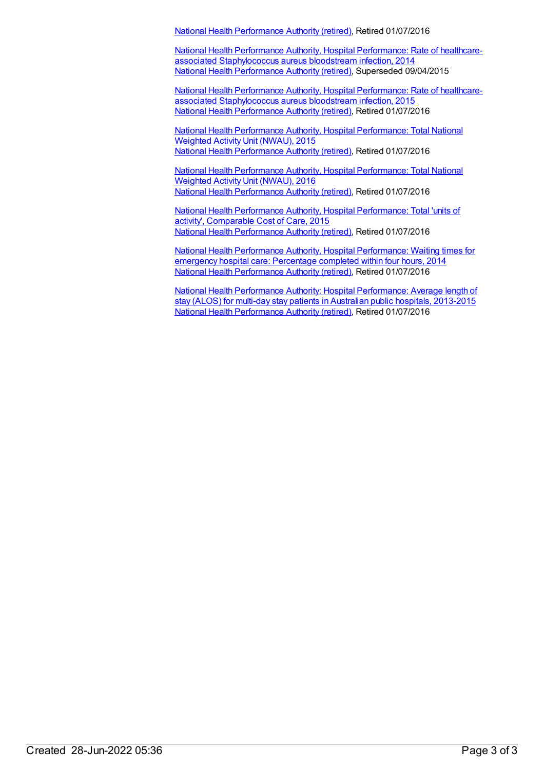National Health Performance Authority (retired), Retired 01/07/2016

National Health Performance Authority, Hospital Performance: Rate of healthcare-associated Staphylococcus aureus bloodstream infection, 2014
National Health Performance Authority (retired), Superseded 09/04/2015

National Health Performance Authority, Hospital Performance: Rate of healthcare-associated Staphylococcus aureus bloodstream infection, 2015
National Health Performance Authority (retired), Retired 01/07/2016

National Health Performance Authority, Hospital Performance: Total National Weighted Activity Unit (NWAU), 2015
National Health Performance Authority (retired), Retired 01/07/2016

National Health Performance Authority, Hospital Performance: Total National Weighted Activity Unit (NWAU), 2016
National Health Performance Authority (retired), Retired 01/07/2016

National Health Performance Authority, Hospital Performance: Total 'units of activity', Comparable Cost of Care, 2015
National Health Performance Authority (retired), Retired 01/07/2016

National Health Performance Authority, Hospital Performance: Waiting times for emergency hospital care: Percentage completed within four hours, 2014
National Health Performance Authority (retired), Retired 01/07/2016

National Health Performance Authority: Hospital Performance: Average length of stay (ALOS) for multi-day stay patients in Australian public hospitals, 2013-2015
National Health Performance Authority (retired), Retired 01/07/2016

Created 28-Jun-2022 05:36